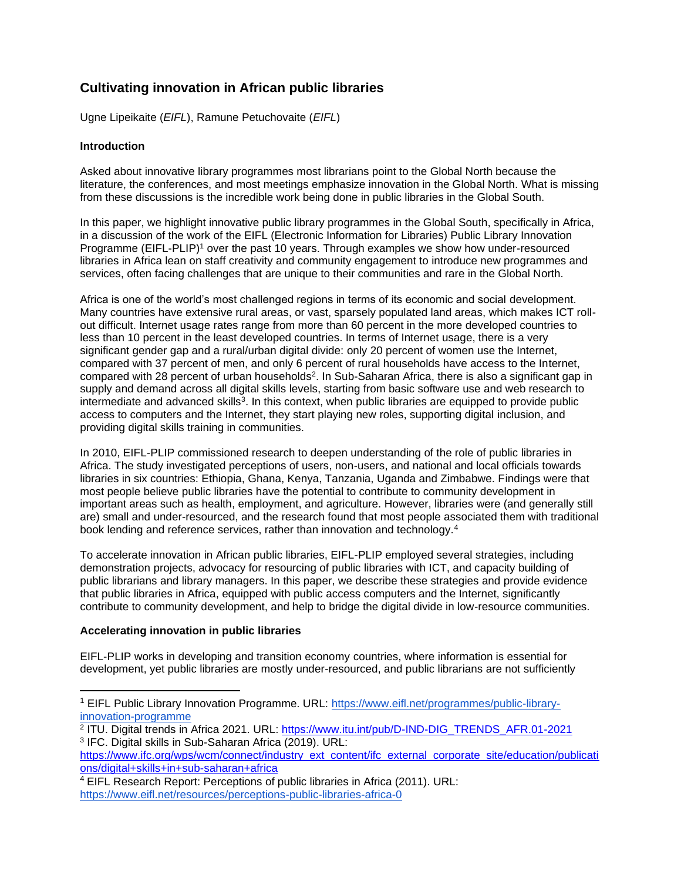# Cultivating innovation in African public libraries

Ugne Lipeikaite (*EIFL*), Ramune Petuchovaite (*EIFL*)

## Introduction

Asked about innovative library programmes most librarians point to the Global North because the literature, the conferences, and most meetings emphasize innovation in the Global North. What is missing from these discussions is the incredible work being done in public libraries in the Global South.

In this paper, we highlight innovative public library programmes in the Global South, specifically in Africa, in a discussion of the work of the EIFL (Electronic Information for Libraries) Public Library Innovation Programme (EIFL-PLIP)[1] over the past 10 years. Through examples we show how under-resourced libraries in Africa lean on staff creativity and community engagement to introduce new programmes and services, often facing challenges that are unique to their communities and rare in the Global North.

Africa is one of the world's most challenged regions in terms of its economic and social development. Many countries have extensive rural areas, or vast, sparsely populated land areas, which makes ICT roll-out difficult. Internet usage rates range from more than 60 percent in the more developed countries to less than 10 percent in the least developed countries. In terms of Internet usage, there is a very significant gender gap and a rural/urban digital divide: only 20 percent of women use the Internet, compared with 37 percent of men, and only 6 percent of rural households have access to the Internet, compared with 28 percent of urban households[2]. In Sub-Saharan Africa, there is also a significant gap in supply and demand across all digital skills levels, starting from basic software use and web research to intermediate and advanced skills[3]. In this context, when public libraries are equipped to provide public access to computers and the Internet, they start playing new roles, supporting digital inclusion, and providing digital skills training in communities.

In 2010, EIFL-PLIP commissioned research to deepen understanding of the role of public libraries in Africa. The study investigated perceptions of users, non-users, and national and local officials towards libraries in six countries: Ethiopia, Ghana, Kenya, Tanzania, Uganda and Zimbabwe. Findings were that most people believe public libraries have the potential to contribute to community development in important areas such as health, employment, and agriculture. However, libraries were (and generally still are) small and under-resourced, and the research found that most people associated them with traditional book lending and reference services, rather than innovation and technology.[4]

To accelerate innovation in African public libraries, EIFL-PLIP employed several strategies, including demonstration projects, advocacy for resourcing of public libraries with ICT, and capacity building of public librarians and library managers. In this paper, we describe these strategies and provide evidence that public libraries in Africa, equipped with public access computers and the Internet, significantly contribute to community development, and help to bridge the digital divide in low-resource communities.

## Accelerating innovation in public libraries

EIFL-PLIP works in developing and transition economy countries, where information is essential for development, yet public libraries are mostly under-resourced, and public librarians are not sufficiently

---

[1] EIFL Public Library Innovation Programme. URL: https://www.eifl.net/programmes/public-library-innovation-programme

[2] ITU. Digital trends in Africa 2021. URL: https://www.itu.int/pub/D-IND-DIG_TRENDS_AFR.01-2021

[3] IFC. Digital skills in Sub-Saharan Africa (2019). URL: https://www.ifc.org/wps/wcm/connect/industry_ext_content/ifc_external_corporate_site/education/publications/digital+skills+in+sub-saharan+africa

[4] EIFL Research Report: Perceptions of public libraries in Africa (2011). URL: https://www.eifl.net/resources/perceptions-public-libraries-africa-0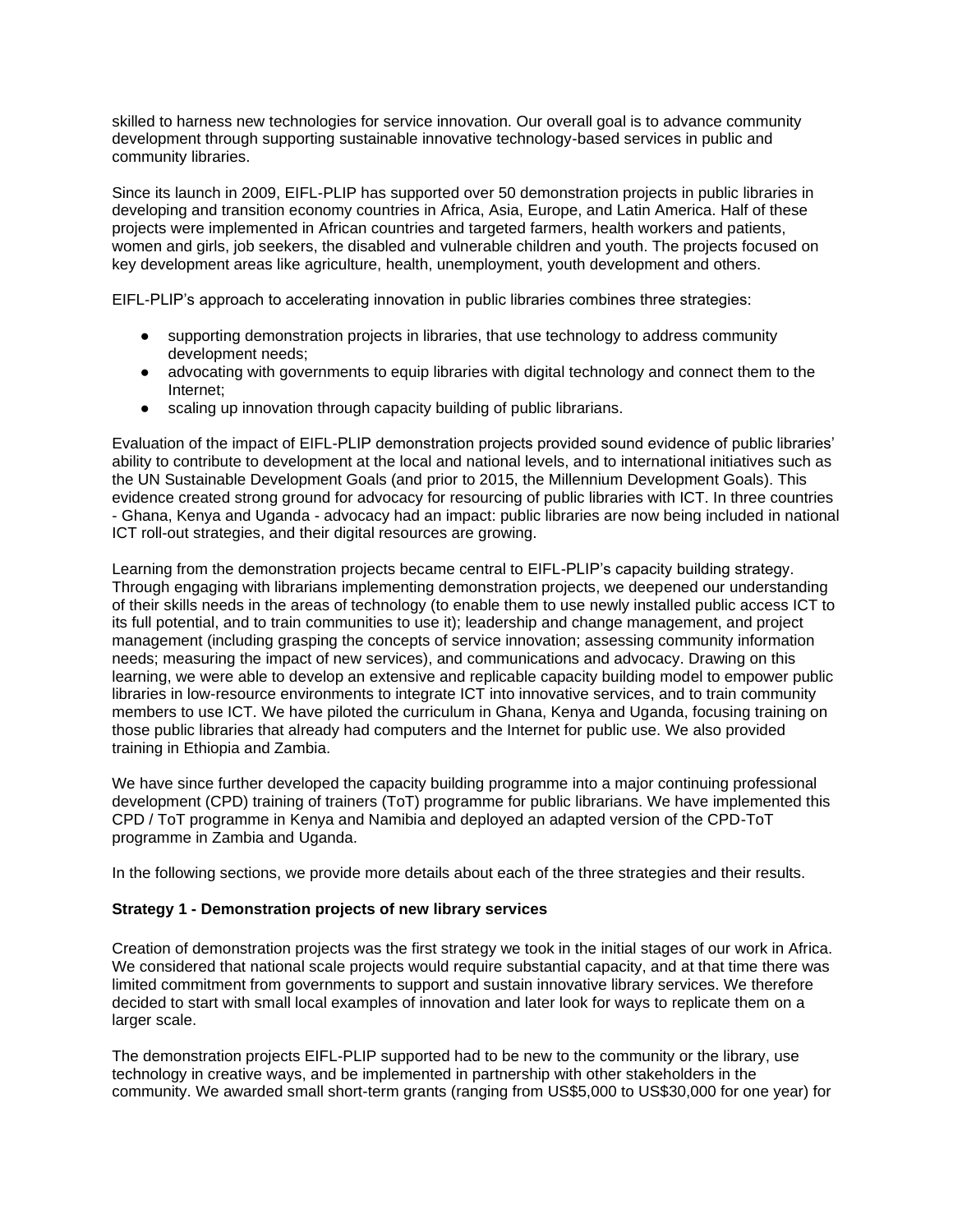skilled to harness new technologies for service innovation. Our overall goal is to advance community development through supporting sustainable innovative technology-based services in public and community libraries.

Since its launch in 2009, EIFL-PLIP has supported over 50 demonstration projects in public libraries in developing and transition economy countries in Africa, Asia, Europe, and Latin America. Half of these projects were implemented in African countries and targeted farmers, health workers and patients, women and girls, job seekers, the disabled and vulnerable children and youth. The projects focused on key development areas like agriculture, health, unemployment, youth development and others.

EIFL-PLIP's approach to accelerating innovation in public libraries combines three strategies:

- supporting demonstration projects in libraries, that use technology to address community development needs;
- advocating with governments to equip libraries with digital technology and connect them to the Internet;
- scaling up innovation through capacity building of public librarians.

Evaluation of the impact of EIFL-PLIP demonstration projects provided sound evidence of public libraries' ability to contribute to development at the local and national levels, and to international initiatives such as the UN Sustainable Development Goals (and prior to 2015, the Millennium Development Goals). This evidence created strong ground for advocacy for resourcing of public libraries with ICT. In three countries - Ghana, Kenya and Uganda - advocacy had an impact: public libraries are now being included in national ICT roll-out strategies, and their digital resources are growing.

Learning from the demonstration projects became central to EIFL-PLIP's capacity building strategy. Through engaging with librarians implementing demonstration projects, we deepened our understanding of their skills needs in the areas of technology (to enable them to use newly installed public access ICT to its full potential, and to train communities to use it); leadership and change management, and project management (including grasping the concepts of service innovation; assessing community information needs; measuring the impact of new services), and communications and advocacy. Drawing on this learning, we were able to develop an extensive and replicable capacity building model to empower public libraries in low-resource environments to integrate ICT into innovative services, and to train community members to use ICT. We have piloted the curriculum in Ghana, Kenya and Uganda, focusing training on those public libraries that already had computers and the Internet for public use. We also provided training in Ethiopia and Zambia.

We have since further developed the capacity building programme into a major continuing professional development (CPD) training of trainers (ToT) programme for public librarians. We have implemented this CPD / ToT programme in Kenya and Namibia and deployed an adapted version of the CPD-ToT programme in Zambia and Uganda.

In the following sections, we provide more details about each of the three strategies and their results.

**Strategy 1 - Demonstration projects of new library services**

Creation of demonstration projects was the first strategy we took in the initial stages of our work in Africa. We considered that national scale projects would require substantial capacity, and at that time there was limited commitment from governments to support and sustain innovative library services. We therefore decided to start with small local examples of innovation and later look for ways to replicate them on a larger scale.

The demonstration projects EIFL-PLIP supported had to be new to the community or the library, use technology in creative ways, and be implemented in partnership with other stakeholders in the community. We awarded small short-term grants (ranging from US$5,000 to US$30,000 for one year) for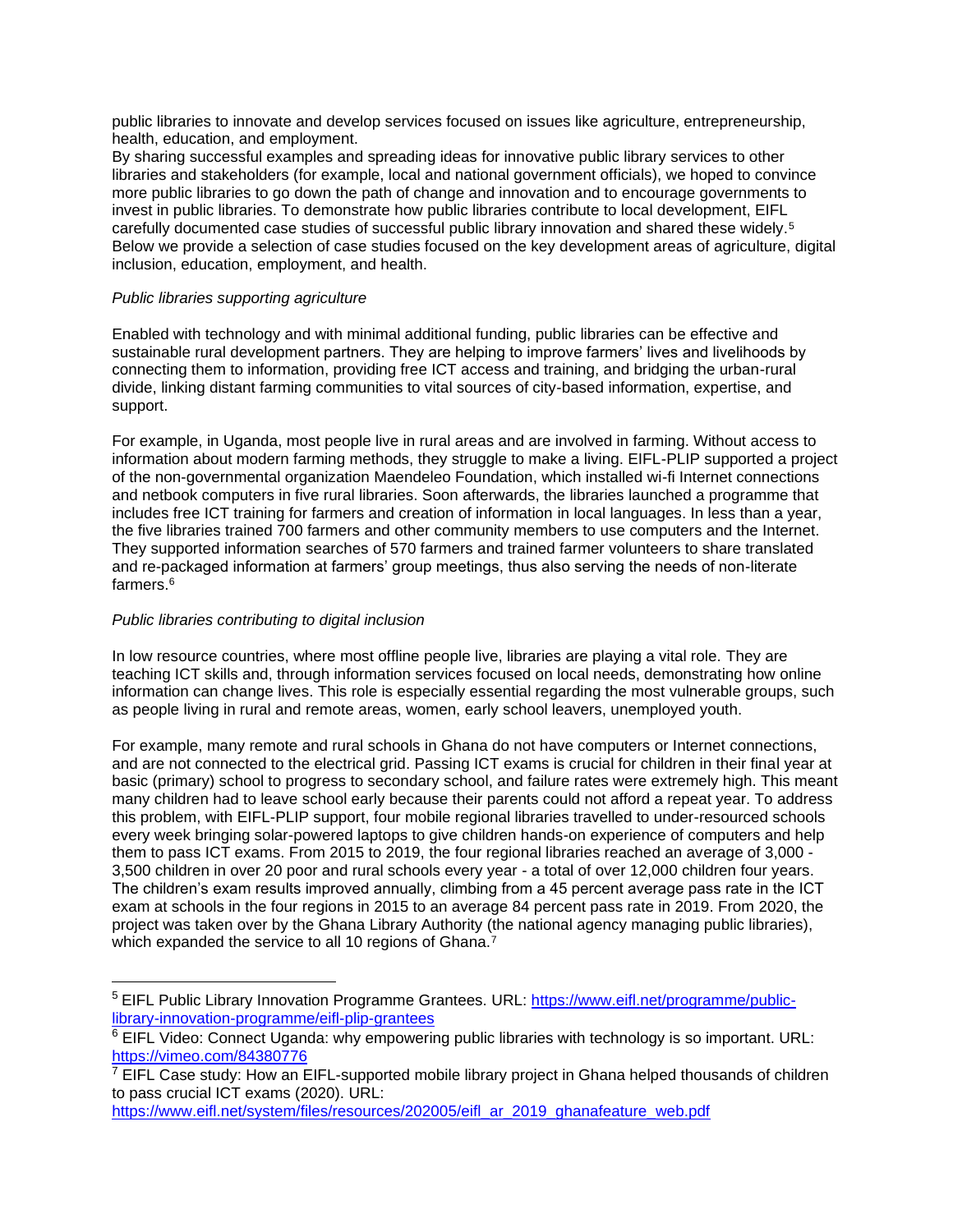public libraries to innovate and develop services focused on issues like agriculture, entrepreneurship, health, education, and employment.
By sharing successful examples and spreading ideas for innovative public library services to other libraries and stakeholders (for example, local and national government officials), we hoped to convince more public libraries to go down the path of change and innovation and to encourage governments to invest in public libraries. To demonstrate how public libraries contribute to local development, EIFL carefully documented case studies of successful public library innovation and shared these widely.[5] Below we provide a selection of case studies focused on the key development areas of agriculture, digital inclusion, education, employment, and health.

*Public libraries supporting agriculture*

Enabled with technology and with minimal additional funding, public libraries can be effective and sustainable rural development partners. They are helping to improve farmers' lives and livelihoods by connecting them to information, providing free ICT access and training, and bridging the urban-rural divide, linking distant farming communities to vital sources of city-based information, expertise, and support.

For example, in Uganda, most people live in rural areas and are involved in farming. Without access to information about modern farming methods, they struggle to make a living. EIFL-PLIP supported a project of the non-governmental organization Maendeleo Foundation, which installed wi-fi Internet connections and netbook computers in five rural libraries. Soon afterwards, the libraries launched a programme that includes free ICT training for farmers and creation of information in local languages. In less than a year, the five libraries trained 700 farmers and other community members to use computers and the Internet. They supported information searches of 570 farmers and trained farmer volunteers to share translated and re-packaged information at farmers' group meetings, thus also serving the needs of non-literate farmers.[6]

*Public libraries contributing to digital inclusion*

In low resource countries, where most offline people live, libraries are playing a vital role. They are teaching ICT skills and, through information services focused on local needs, demonstrating how online information can change lives. This role is especially essential regarding the most vulnerable groups, such as people living in rural and remote areas, women, early school leavers, unemployed youth.

For example, many remote and rural schools in Ghana do not have computers or Internet connections, and are not connected to the electrical grid. Passing ICT exams is crucial for children in their final year at basic (primary) school to progress to secondary school, and failure rates were extremely high. This meant many children had to leave school early because their parents could not afford a repeat year. To address this problem, with EIFL-PLIP support, four mobile regional libraries travelled to under-resourced schools every week bringing solar-powered laptops to give children hands-on experience of computers and help them to pass ICT exams. From 2015 to 2019, the four regional libraries reached an average of 3,000 - 3,500 children in over 20 poor and rural schools every year - a total of over 12,000 children four years. The children's exam results improved annually, climbing from a 45 percent average pass rate in the ICT exam at schools in the four regions in 2015 to an average 84 percent pass rate in 2019. From 2020, the project was taken over by the Ghana Library Authority (the national agency managing public libraries), which expanded the service to all 10 regions of Ghana.[7]

---

[5] EIFL Public Library Innovation Programme Grantees. URL: https://www.eifl.net/programme/public-library-innovation-programme/eifl-plip-grantees

[6] EIFL Video: Connect Uganda: why empowering public libraries with technology is so important. URL: https://vimeo.com/84380776

[7] EIFL Case study: How an EIFL-supported mobile library project in Ghana helped thousands of children to pass crucial ICT exams (2020). URL: https://www.eifl.net/system/files/resources/202005/eifl_ar_2019_ghanafeature_web.pdf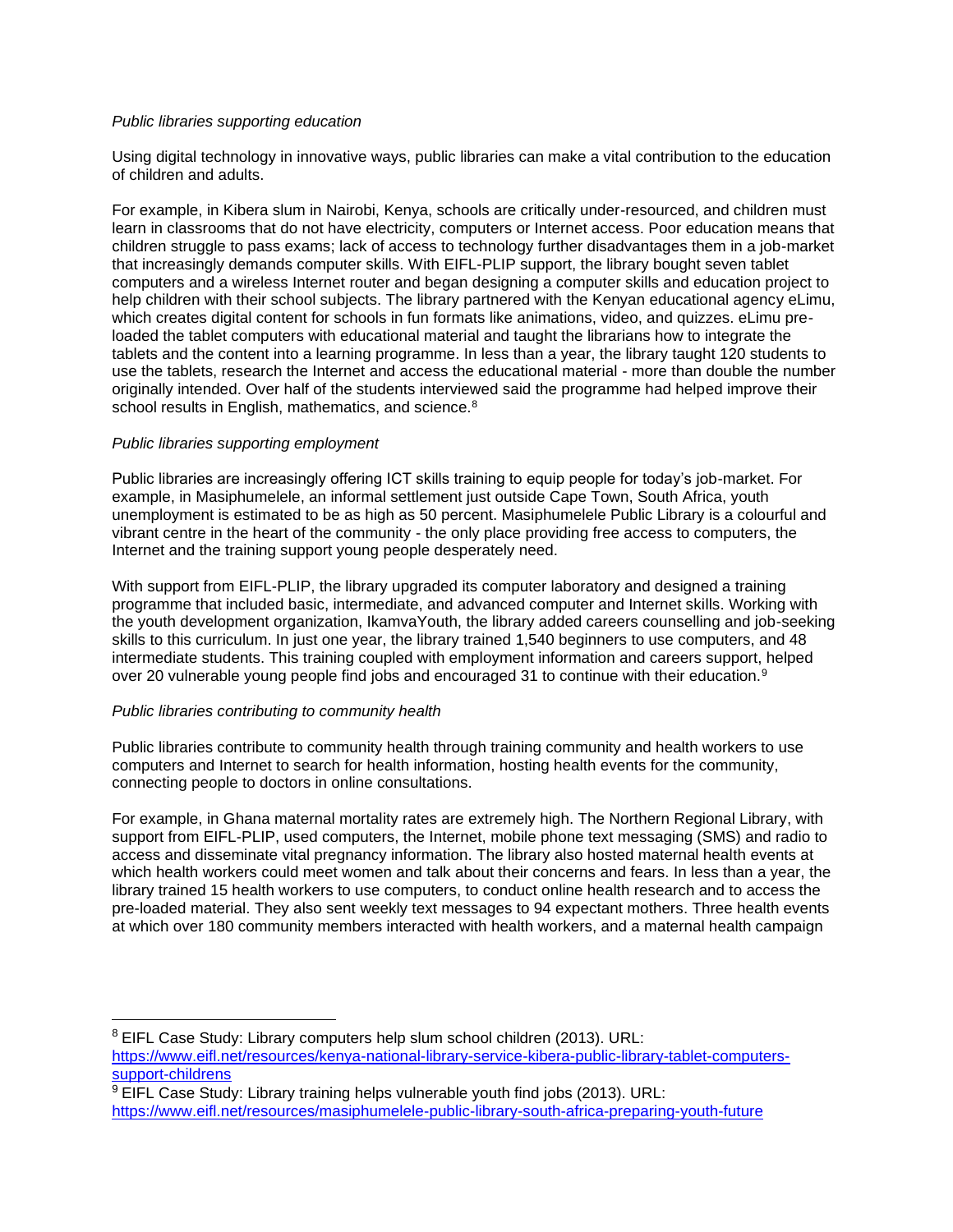*Public libraries supporting education*

Using digital technology in innovative ways, public libraries can make a vital contribution to the education of children and adults.

For example, in Kibera slum in Nairobi, Kenya, schools are critically under-resourced, and children must learn in classrooms that do not have electricity, computers or Internet access. Poor education means that children struggle to pass exams; lack of access to technology further disadvantages them in a job-market that increasingly demands computer skills. With EIFL-PLIP support, the library bought seven tablet computers and a wireless Internet router and began designing a computer skills and education project to help children with their school subjects. The library partnered with the Kenyan educational agency eLimu, which creates digital content for schools in fun formats like animations, video, and quizzes. eLimu pre-loaded the tablet computers with educational material and taught the librarians how to integrate the tablets and the content into a learning programme. In less than a year, the library taught 120 students to use the tablets, research the Internet and access the educational material - more than double the number originally intended. Over half of the students interviewed said the programme had helped improve their school results in English, mathematics, and science.[8]

*Public libraries supporting employment*

Public libraries are increasingly offering ICT skills training to equip people for today's job-market. For example, in Masiphumelele, an informal settlement just outside Cape Town, South Africa, youth unemployment is estimated to be as high as 50 percent. Masiphumelele Public Library is a colourful and vibrant centre in the heart of the community - the only place providing free access to computers, the Internet and the training support young people desperately need.

With support from EIFL-PLIP, the library upgraded its computer laboratory and designed a training programme that included basic, intermediate, and advanced computer and Internet skills. Working with the youth development organization, IkamvaYouth, the library added careers counselling and job-seeking skills to this curriculum. In just one year, the library trained 1,540 beginners to use computers, and 48 intermediate students. This training coupled with employment information and careers support, helped over 20 vulnerable young people find jobs and encouraged 31 to continue with their education.[9]

*Public libraries contributing to community health*

Public libraries contribute to community health through training community and health workers to use computers and Internet to search for health information, hosting health events for the community, connecting people to doctors in online consultations.

For example, in Ghana maternal mortality rates are extremely high. The Northern Regional Library, with support from EIFL-PLIP, used computers, the Internet, mobile phone text messaging (SMS) and radio to access and disseminate vital pregnancy information. The library also hosted maternal health events at which health workers could meet women and talk about their concerns and fears. In less than a year, the library trained 15 health workers to use computers, to conduct online health research and to access the pre-loaded material. They also sent weekly text messages to 94 expectant mothers. Three health events at which over 180 community members interacted with health workers, and a maternal health campaign

---

[8] EIFL Case Study: Library computers help slum school children (2013). URL: https://www.eifl.net/resources/kenya-national-library-service-kibera-public-library-tablet-computers-support-childrens

[9] EIFL Case Study: Library training helps vulnerable youth find jobs (2013). URL: https://www.eifl.net/resources/masiphumelele-public-library-south-africa-preparing-youth-future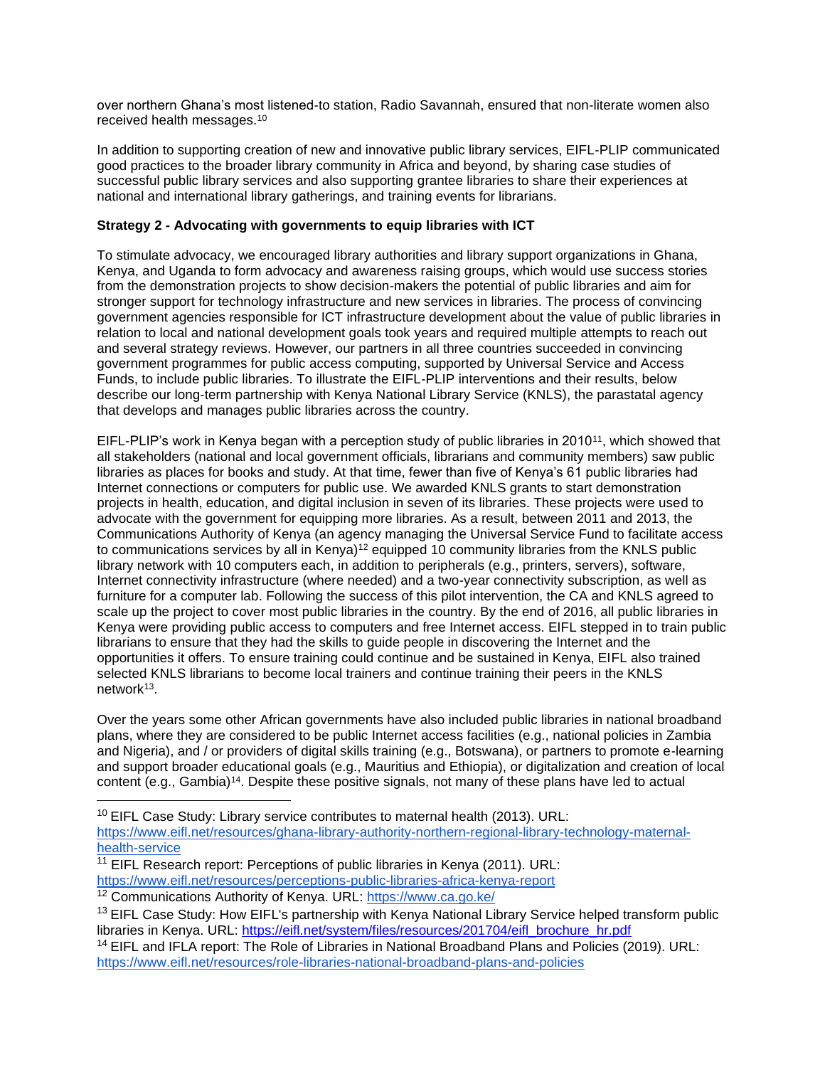over northern Ghana's most listened-to station, Radio Savannah, ensured that non-literate women also received health messages.[10]

In addition to supporting creation of new and innovative public library services, EIFL-PLIP communicated good practices to the broader library community in Africa and beyond, by sharing case studies of successful public library services and also supporting grantee libraries to share their experiences at national and international library gatherings, and training events for librarians.

**Strategy 2 - Advocating with governments to equip libraries with ICT**

To stimulate advocacy, we encouraged library authorities and library support organizations in Ghana, Kenya, and Uganda to form advocacy and awareness raising groups, which would use success stories from the demonstration projects to show decision-makers the potential of public libraries and aim for stronger support for technology infrastructure and new services in libraries. The process of convincing government agencies responsible for ICT infrastructure development about the value of public libraries in relation to local and national development goals took years and required multiple attempts to reach out and several strategy reviews. However, our partners in all three countries succeeded in convincing government programmes for public access computing, supported by Universal Service and Access Funds, to include public libraries. To illustrate the EIFL-PLIP interventions and their results, below describe our long-term partnership with Kenya National Library Service (KNLS), the parastatal agency that develops and manages public libraries across the country.

EIFL-PLIP's work in Kenya began with a perception study of public libraries in 2010[11], which showed that all stakeholders (national and local government officials, librarians and community members) saw public libraries as places for books and study. At that time, fewer than five of Kenya's 61 public libraries had Internet connections or computers for public use. We awarded KNLS grants to start demonstration projects in health, education, and digital inclusion in seven of its libraries. These projects were used to advocate with the government for equipping more libraries. As a result, between 2011 and 2013, the Communications Authority of Kenya (an agency managing the Universal Service Fund to facilitate access to communications services by all in Kenya)[12] equipped 10 community libraries from the KNLS public library network with 10 computers each, in addition to peripherals (e.g., printers, servers), software, Internet connectivity infrastructure (where needed) and a two-year connectivity subscription, as well as furniture for a computer lab. Following the success of this pilot intervention, the CA and KNLS agreed to scale up the project to cover most public libraries in the country. By the end of 2016, all public libraries in Kenya were providing public access to computers and free Internet access. EIFL stepped in to train public librarians to ensure that they had the skills to guide people in discovering the Internet and the opportunities it offers. To ensure training could continue and be sustained in Kenya, EIFL also trained selected KNLS librarians to become local trainers and continue training their peers in the KNLS network[13].

Over the years some other African governments have also included public libraries in national broadband plans, where they are considered to be public Internet access facilities (e.g., national policies in Zambia and Nigeria), and / or providers of digital skills training (e.g., Botswana), or partners to promote e-learning and support broader educational goals (e.g., Mauritius and Ethiopia), or digitalization and creation of local content (e.g., Gambia)[14]. Despite these positive signals, not many of these plans have led to actual

---

[10] EIFL Case Study: Library service contributes to maternal health (2013). URL: https://www.eifl.net/resources/ghana-library-authority-northern-regional-library-technology-maternal-health-service

[11] EIFL Research report: Perceptions of public libraries in Kenya (2011). URL: https://www.eifl.net/resources/perceptions-public-libraries-africa-kenya-report

[12] Communications Authority of Kenya. URL: https://www.ca.go.ke/

[13] EIFL Case Study: How EIFL's partnership with Kenya National Library Service helped transform public libraries in Kenya. URL: https://eifl.net/system/files/resources/201704/eifl_brochure_hr.pdf

[14] EIFL and IFLA report: The Role of Libraries in National Broadband Plans and Policies (2019). URL: https://www.eifl.net/resources/role-libraries-national-broadband-plans-and-policies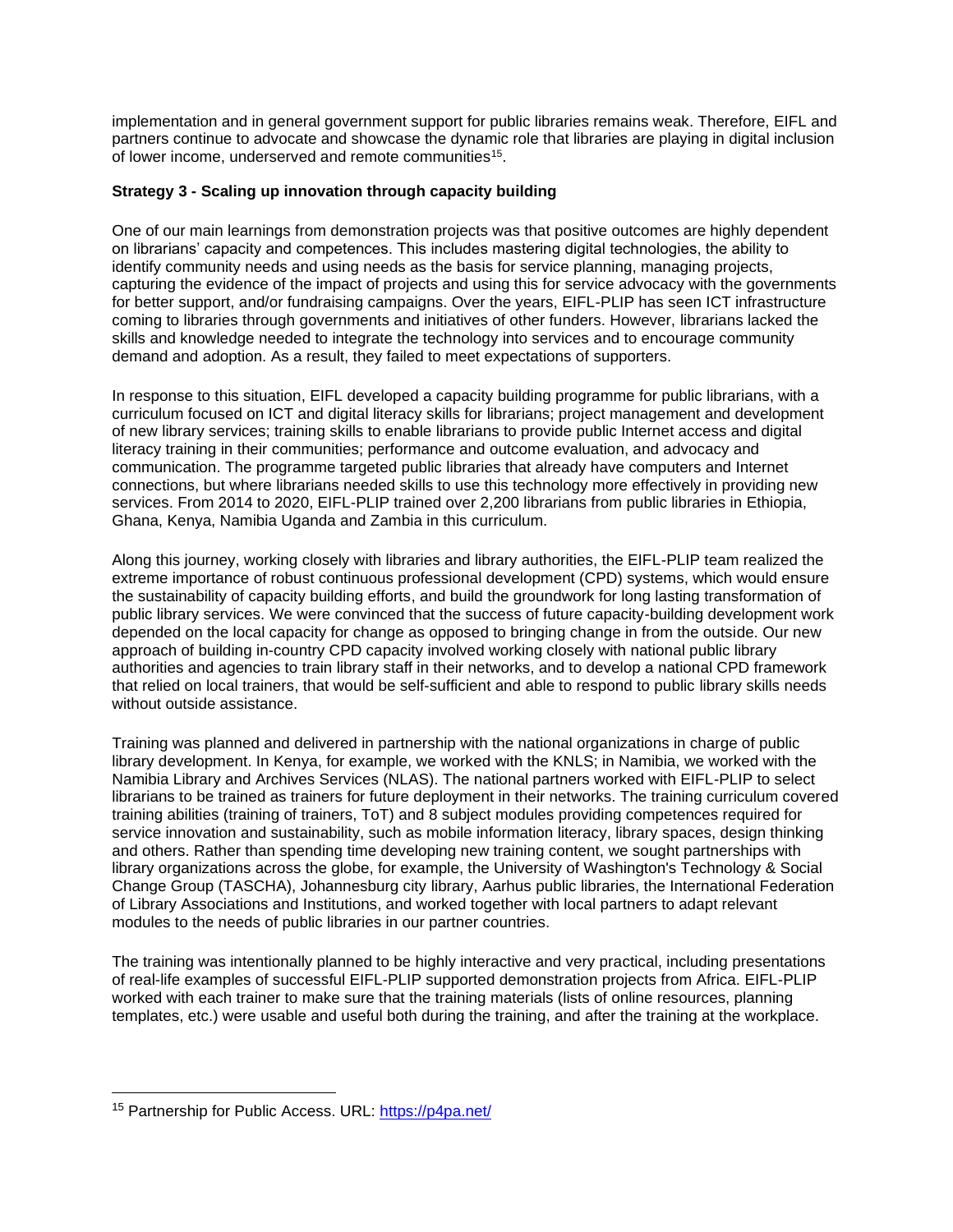implementation and in general government support for public libraries remains weak. Therefore, EIFL and partners continue to advocate and showcase the dynamic role that libraries are playing in digital inclusion of lower income, underserved and remote communities[15].

**Strategy 3 - Scaling up innovation through capacity building**

One of our main learnings from demonstration projects was that positive outcomes are highly dependent on librarians' capacity and competences. This includes mastering digital technologies, the ability to identify community needs and using needs as the basis for service planning, managing projects, capturing the evidence of the impact of projects and using this for service advocacy with the governments for better support, and/or fundraising campaigns. Over the years, EIFL-PLIP has seen ICT infrastructure coming to libraries through governments and initiatives of other funders. However, librarians lacked the skills and knowledge needed to integrate the technology into services and to encourage community demand and adoption. As a result, they failed to meet expectations of supporters.

In response to this situation, EIFL developed a capacity building programme for public librarians, with a curriculum focused on ICT and digital literacy skills for librarians; project management and development of new library services; training skills to enable librarians to provide public Internet access and digital literacy training in their communities; performance and outcome evaluation, and advocacy and communication. The programme targeted public libraries that already have computers and Internet connections, but where librarians needed skills to use this technology more effectively in providing new services. From 2014 to 2020, EIFL-PLIP trained over 2,200 librarians from public libraries in Ethiopia, Ghana, Kenya, Namibia Uganda and Zambia in this curriculum.

Along this journey, working closely with libraries and library authorities, the EIFL-PLIP team realized the extreme importance of robust continuous professional development (CPD) systems, which would ensure the sustainability of capacity building efforts, and build the groundwork for long lasting transformation of public library services. We were convinced that the success of future capacity-building development work depended on the local capacity for change as opposed to bringing change in from the outside. Our new approach of building in-country CPD capacity involved working closely with national public library authorities and agencies to train library staff in their networks, and to develop a national CPD framework that relied on local trainers, that would be self-sufficient and able to respond to public library skills needs without outside assistance.

Training was planned and delivered in partnership with the national organizations in charge of public library development. In Kenya, for example, we worked with the KNLS; in Namibia, we worked with the Namibia Library and Archives Services (NLAS). The national partners worked with EIFL-PLIP to select librarians to be trained as trainers for future deployment in their networks. The training curriculum covered training abilities (training of trainers, ToT) and 8 subject modules providing competences required for service innovation and sustainability, such as mobile information literacy, library spaces, design thinking and others. Rather than spending time developing new training content, we sought partnerships with library organizations across the globe, for example, the University of Washington's Technology & Social Change Group (TASCHA), Johannesburg city library, Aarhus public libraries, the International Federation of Library Associations and Institutions, and worked together with local partners to adapt relevant modules to the needs of public libraries in our partner countries.

The training was intentionally planned to be highly interactive and very practical, including presentations of real-life examples of successful EIFL-PLIP supported demonstration projects from Africa. EIFL-PLIP worked with each trainer to make sure that the training materials (lists of online resources, planning templates, etc.) were usable and useful both during the training, and after the training at the workplace.

---

[15] Partnership for Public Access. URL: https://p4pa.net/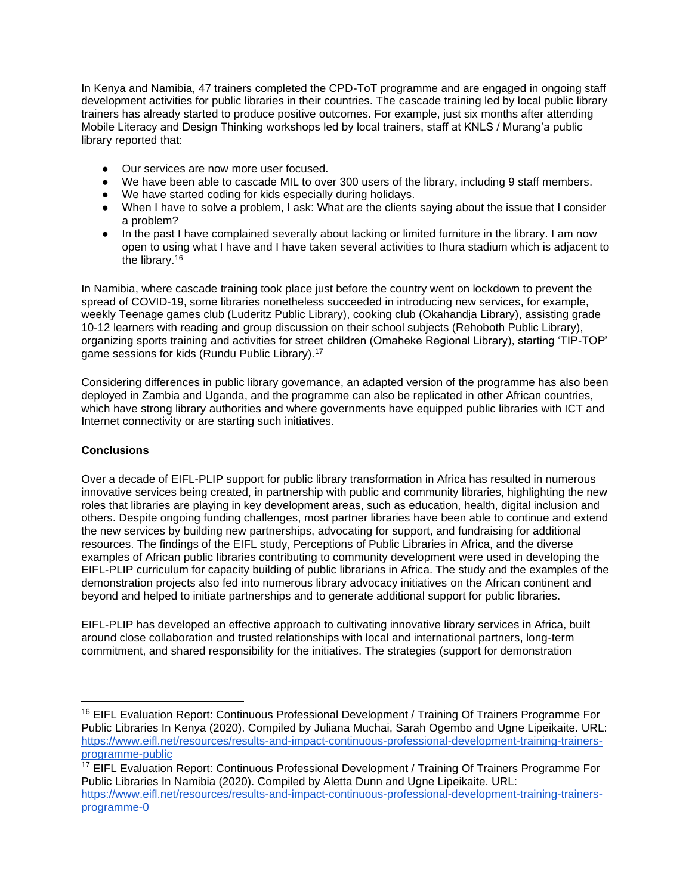In Kenya and Namibia, 47 trainers completed the CPD-ToT programme and are engaged in ongoing staff development activities for public libraries in their countries. The cascade training led by local public library trainers has already started to produce positive outcomes. For example, just six months after attending Mobile Literacy and Design Thinking workshops led by local trainers, staff at KNLS / Murang'a public library reported that:

- Our services are now more user focused.
- We have been able to cascade MIL to over 300 users of the library, including 9 staff members.
- We have started coding for kids especially during holidays.
- When I have to solve a problem, I ask: What are the clients saying about the issue that I consider a problem?
- In the past I have complained severally about lacking or limited furniture in the library. I am now open to using what I have and I have taken several activities to Ihura stadium which is adjacent to the library.[16]

In Namibia, where cascade training took place just before the country went on lockdown to prevent the spread of COVID-19, some libraries nonetheless succeeded in introducing new services, for example, weekly Teenage games club (Luderitz Public Library), cooking club (Okahandja Library), assisting grade 10-12 learners with reading and group discussion on their school subjects (Rehoboth Public Library), organizing sports training and activities for street children (Omaheke Regional Library), starting 'TIP-TOP' game sessions for kids (Rundu Public Library).[17]

Considering differences in public library governance, an adapted version of the programme has also been deployed in Zambia and Uganda, and the programme can also be replicated in other African countries, which have strong library authorities and where governments have equipped public libraries with ICT and Internet connectivity or are starting such initiatives.

**Conclusions**

Over a decade of EIFL-PLIP support for public library transformation in Africa has resulted in numerous innovative services being created, in partnership with public and community libraries, highlighting the new roles that libraries are playing in key development areas, such as education, health, digital inclusion and others. Despite ongoing funding challenges, most partner libraries have been able to continue and extend the new services by building new partnerships, advocating for support, and fundraising for additional resources. The findings of the EIFL study, Perceptions of Public Libraries in Africa, and the diverse examples of African public libraries contributing to community development were used in developing the EIFL-PLIP curriculum for capacity building of public librarians in Africa. The study and the examples of the demonstration projects also fed into numerous library advocacy initiatives on the African continent and beyond and helped to initiate partnerships and to generate additional support for public libraries.

EIFL-PLIP has developed an effective approach to cultivating innovative library services in Africa, built around close collaboration and trusted relationships with local and international partners, long-term commitment, and shared responsibility for the initiatives. The strategies (support for demonstration

---

[16] EIFL Evaluation Report: Continuous Professional Development / Training Of Trainers Programme For Public Libraries In Kenya (2020). Compiled by Juliana Muchai, Sarah Ogembo and Ugne Lipeikaite. URL: https://www.eifl.net/resources/results-and-impact-continuous-professional-development-training-trainers-programme-public

[17] EIFL Evaluation Report: Continuous Professional Development / Training Of Trainers Programme For Public Libraries In Namibia (2020). Compiled by Aletta Dunn and Ugne Lipeikaite. URL: https://www.eifl.net/resources/results-and-impact-continuous-professional-development-training-trainers-programme-0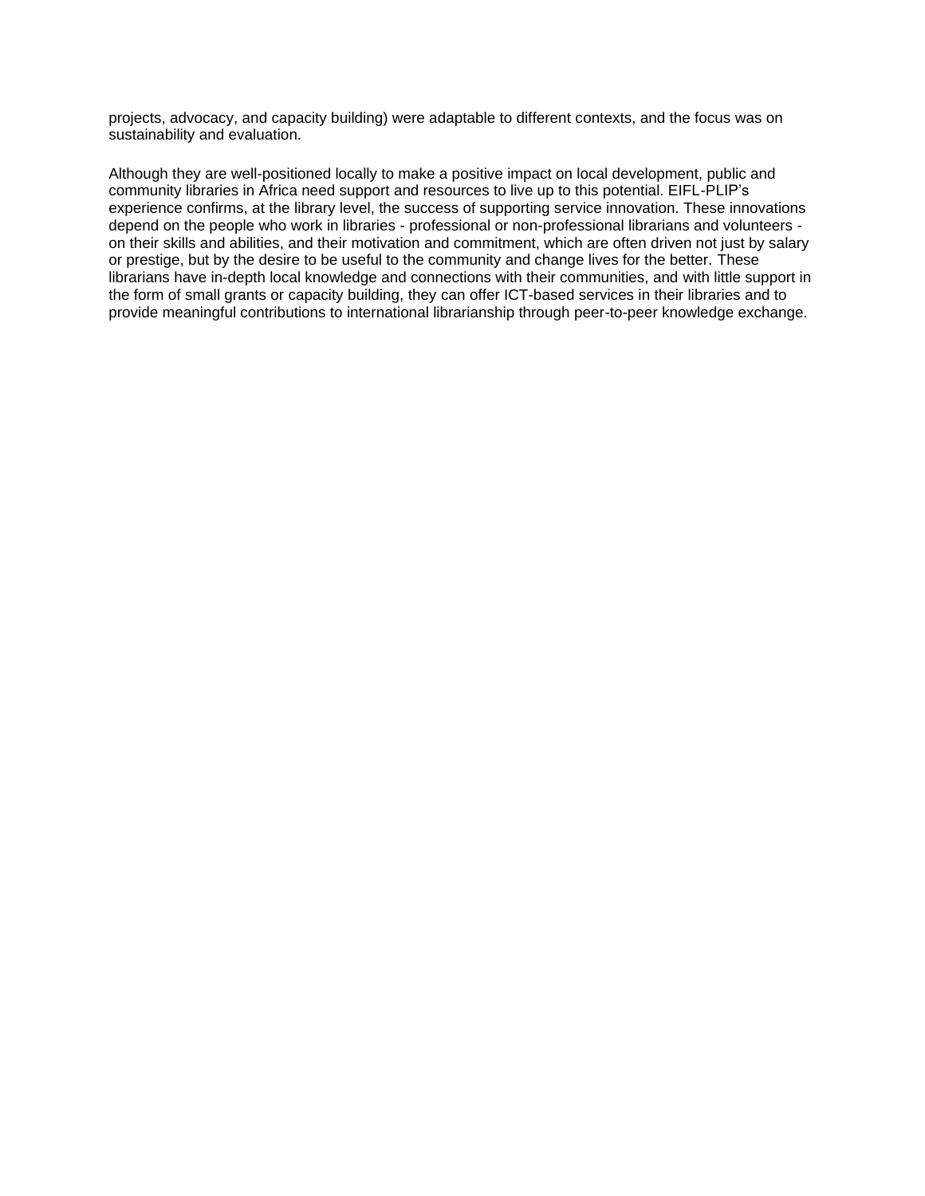projects, advocacy, and capacity building) were adaptable to different contexts, and the focus was on sustainability and evaluation.

Although they are well-positioned locally to make a positive impact on local development, public and community libraries in Africa need support and resources to live up to this potential. EIFL-PLIP's experience confirms, at the library level, the success of supporting service innovation. These innovations depend on the people who work in libraries - professional or non-professional librarians and volunteers - on their skills and abilities, and their motivation and commitment, which are often driven not just by salary or prestige, but by the desire to be useful to the community and change lives for the better. These librarians have in-depth local knowledge and connections with their communities, and with little support in the form of small grants or capacity building, they can offer ICT-based services in their libraries and to provide meaningful contributions to international librarianship through peer-to-peer knowledge exchange.